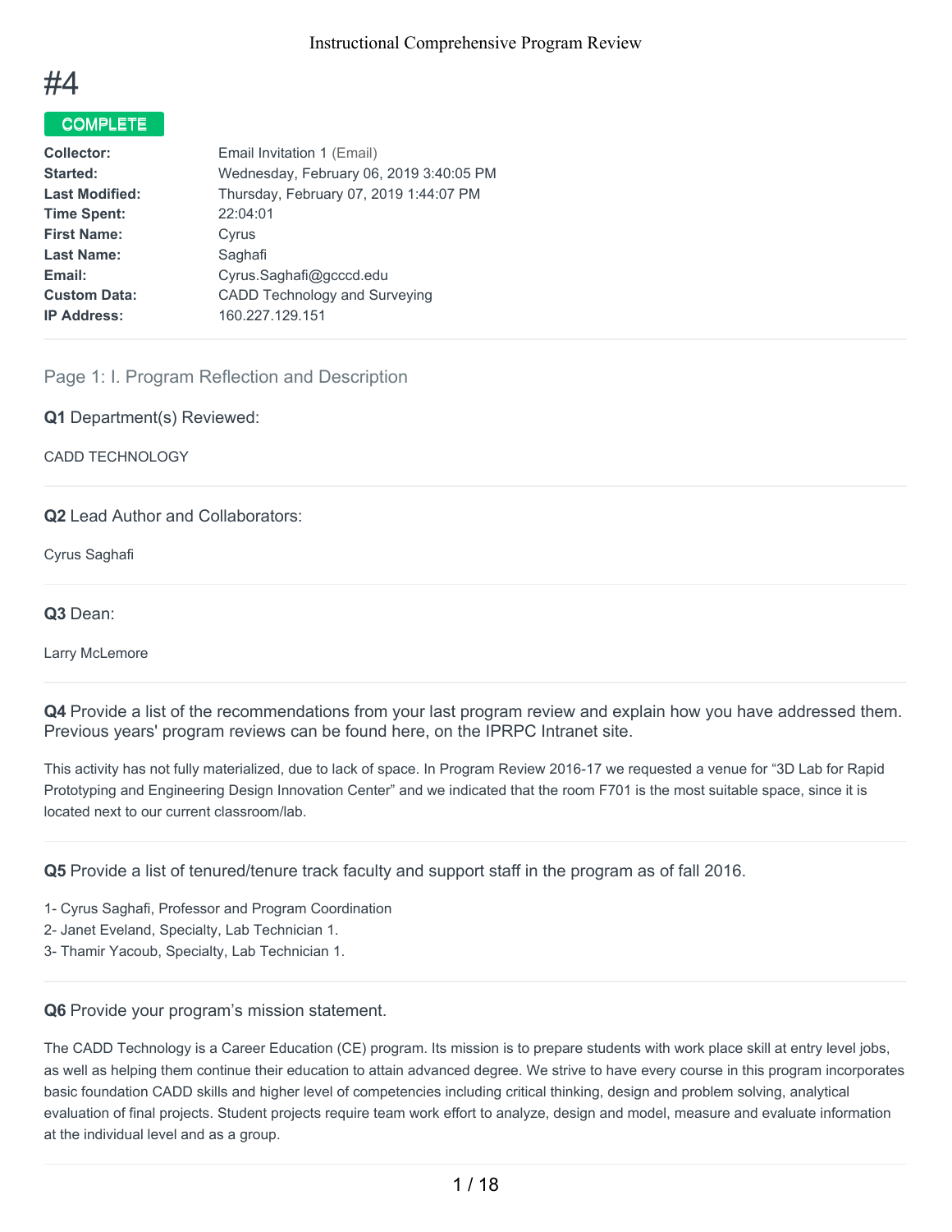# #4

**COMPLETE**

| | |
|---|---|
| **Collector:** | Email Invitation 1 (Email) |
| **Started:** | Wednesday, February 06, 2019 3:40:05 PM |
| **Last Modified:** | Thursday, February 07, 2019 1:44:07 PM |
| **Time Spent:** | 22:04:01 |
| **First Name:** | Cyrus |
| **Last Name:** | Saghafi |
| **Email:** | Cyrus.Saghafi@gcccd.edu |
| **Custom Data:** | CADD Technology and Surveying |
| **IP Address:** | 160.227.129.151 |

## Page 1: I. Program Reflection and Description

**Q1** Department(s) Reviewed:

CADD TECHNOLOGY

**Q2** Lead Author and Collaborators:

Cyrus Saghafi

**Q3** Dean:

Larry McLemore

**Q4** Provide a list of the recommendations from your last program review and explain how you have addressed them. Previous years' program reviews can be found here, on the IPRPC Intranet site.

This activity has not fully materialized, due to lack of space. In Program Review 2016-17 we requested a venue for "3D Lab for Rapid Prototyping and Engineering Design Innovation Center" and we indicated that the room F701 is the most suitable space, since it is located next to our current classroom/lab.

**Q5** Provide a list of tenured/tenure track faculty and support staff in the program as of fall 2016.

1- Cyrus Saghafi, Professor and Program Coordination
2- Janet Eveland, Specialty, Lab Technician 1.
3- Thamir Yacoub, Specialty, Lab Technician 1.

**Q6** Provide your program's mission statement.

The CADD Technology is a Career Education (CE) program. Its mission is to prepare students with work place skill at entry level jobs, as well as helping them continue their education to attain advanced degree. We strive to have every course in this program incorporates basic foundation CADD skills and higher level of competencies including critical thinking, design and problem solving, analytical evaluation of final projects. Student projects require team work effort to analyze, design and model, measure and evaluate information at the individual level and as a group.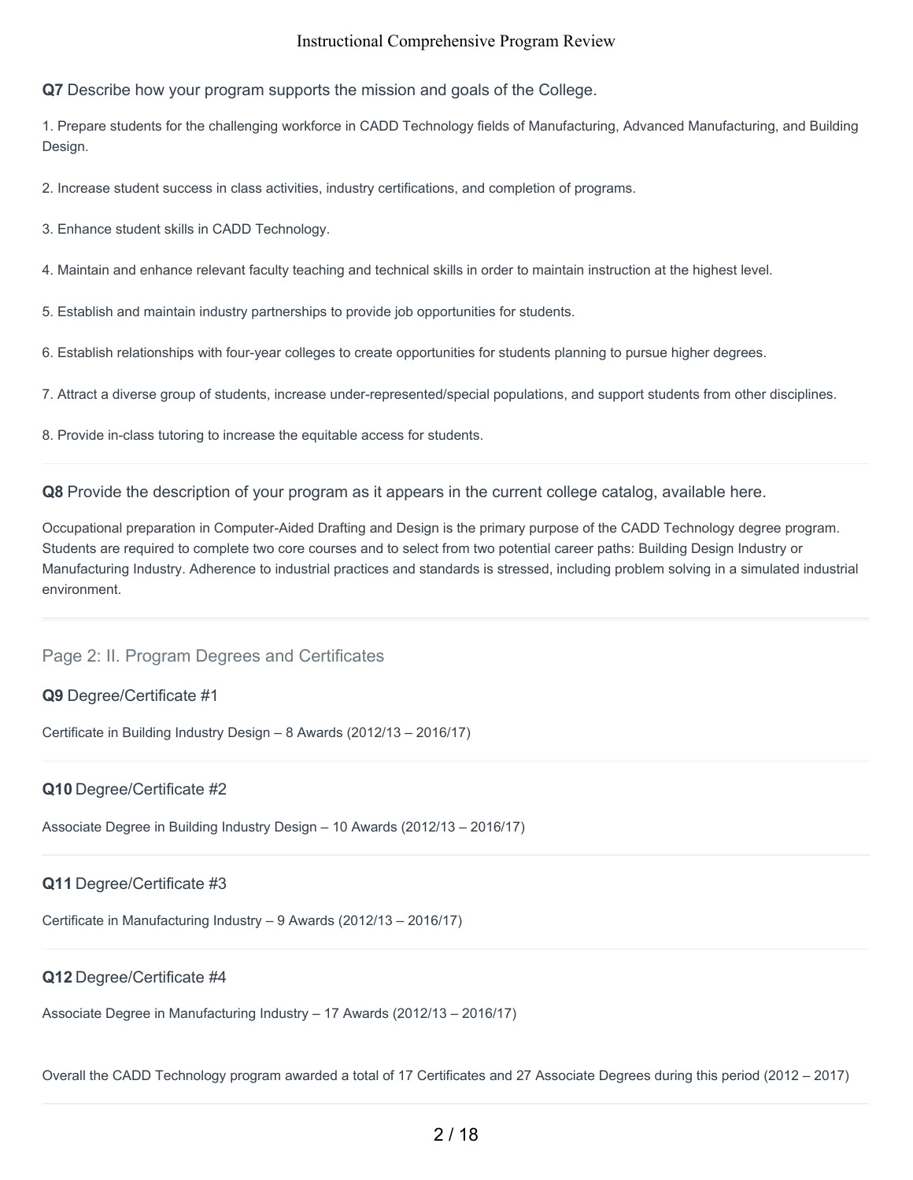**Q7** Describe how your program supports the mission and goals of the College.

1. Prepare students for the challenging workforce in CADD Technology fields of Manufacturing, Advanced Manufacturing, and Building Design.

2. Increase student success in class activities, industry certifications, and completion of programs.

3. Enhance student skills in CADD Technology.

4. Maintain and enhance relevant faculty teaching and technical skills in order to maintain instruction at the highest level.

5. Establish and maintain industry partnerships to provide job opportunities for students.

6. Establish relationships with four-year colleges to create opportunities for students planning to pursue higher degrees.

7. Attract a diverse group of students, increase under-represented/special populations, and support students from other disciplines.

8. Provide in-class tutoring to increase the equitable access for students.

**Q8** Provide the description of your program as it appears in the current college catalog, available here.

Occupational preparation in Computer-Aided Drafting and Design is the primary purpose of the CADD Technology degree program. Students are required to complete two core courses and to select from two potential career paths: Building Design Industry or Manufacturing Industry. Adherence to industrial practices and standards is stressed, including problem solving in a simulated industrial environment.

## Page 2: II. Program Degrees and Certificates

**Q9** Degree/Certificate #1

Certificate in Building Industry Design – 8 Awards (2012/13 – 2016/17)

**Q10** Degree/Certificate #2

Associate Degree in Building Industry Design – 10 Awards (2012/13 – 2016/17)

**Q11** Degree/Certificate #3

Certificate in Manufacturing Industry – 9 Awards (2012/13 – 2016/17)

**Q12** Degree/Certificate #4

Associate Degree in Manufacturing Industry – 17 Awards (2012/13 – 2016/17)

Overall the CADD Technology program awarded a total of 17 Certificates and 27 Associate Degrees during this period (2012 – 2017)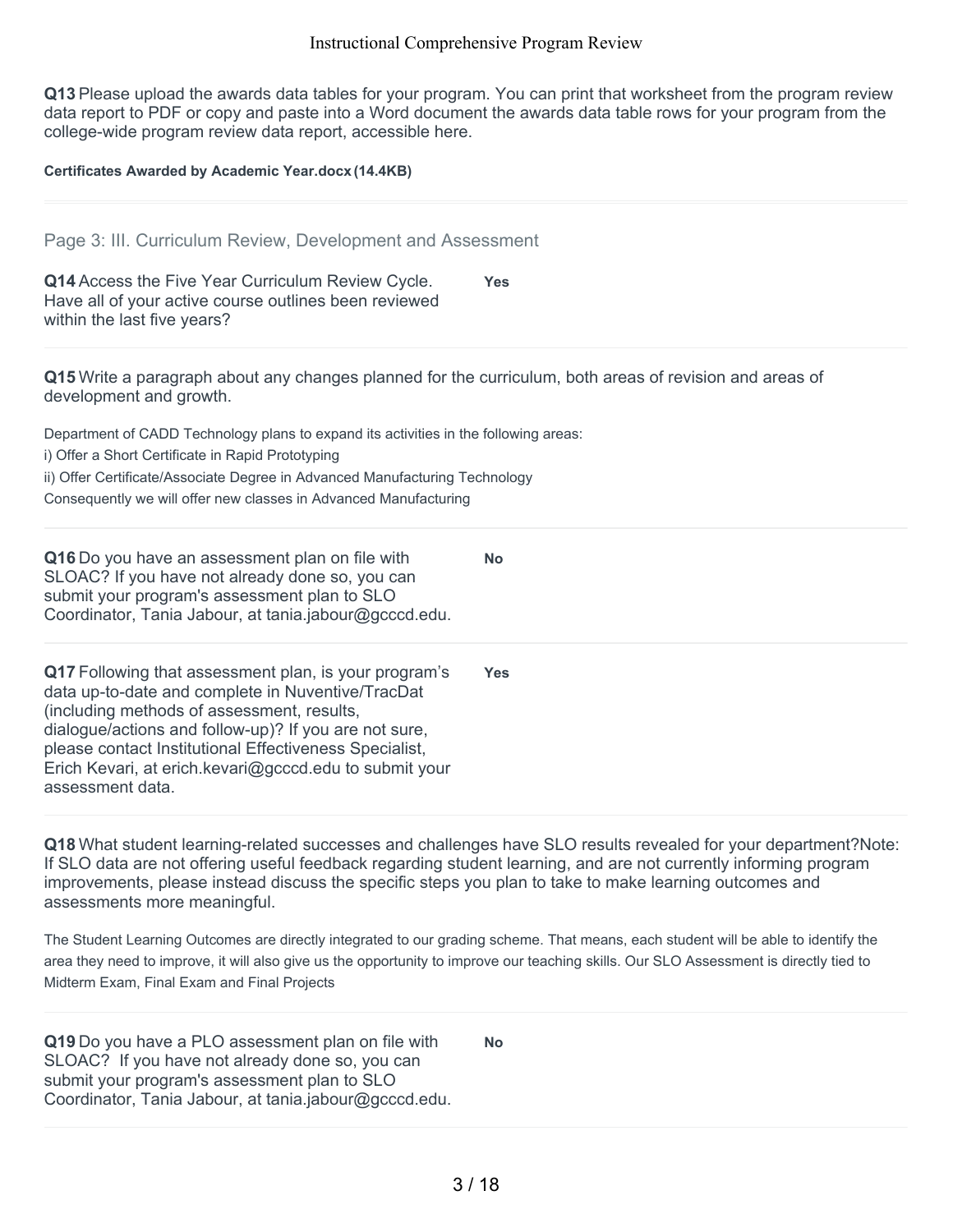**Q13** Please upload the awards data tables for your program. You can print that worksheet from the program review data report to PDF or copy and paste into a Word document the awards data table rows for your program from the college-wide program review data report, accessible here.

**Certificates Awarded by Academic Year.docx (14.4KB)**

---

## Page 3: III. Curriculum Review, Development and Assessment

**Q14** Access the Five Year Curriculum Review Cycle. Have all of your active course outlines been reviewed within the last five years?

**Yes**

---

**Q15** Write a paragraph about any changes planned for the curriculum, both areas of revision and areas of development and growth.

Department of CADD Technology plans to expand its activities in the following areas:

i) Offer a Short Certificate in Rapid Prototyping

ii) Offer Certificate/Associate Degree in Advanced Manufacturing Technology

Consequently we will offer new classes in Advanced Manufacturing

---

**Q16** Do you have an assessment plan on file with SLOAC? If you have not already done so, you can submit your program's assessment plan to SLO Coordinator, Tania Jabour, at tania.jabour@gcccd.edu.

**No**

---

**Q17** Following that assessment plan, is your program's data up-to-date and complete in Nuventive/TracDat (including methods of assessment, results, dialogue/actions and follow-up)? If you are not sure, please contact Institutional Effectiveness Specialist, Erich Kevari, at erich.kevari@gcccd.edu to submit your assessment data.

**Yes**

---

**Q18** What student learning-related successes and challenges have SLO results revealed for your department?Note: If SLO data are not offering useful feedback regarding student learning, and are not currently informing program improvements, please instead discuss the specific steps you plan to take to make learning outcomes and assessments more meaningful.

The Student Learning Outcomes are directly integrated to our grading scheme. That means, each student will be able to identify the area they need to improve, it will also give us the opportunity to improve our teaching skills. Our SLO Assessment is directly tied to Midterm Exam, Final Exam and Final Projects

---

**Q19** Do you have a PLO assessment plan on file with SLOAC? If you have not already done so, you can submit your program's assessment plan to SLO Coordinator, Tania Jabour, at tania.jabour@gcccd.edu.

**No**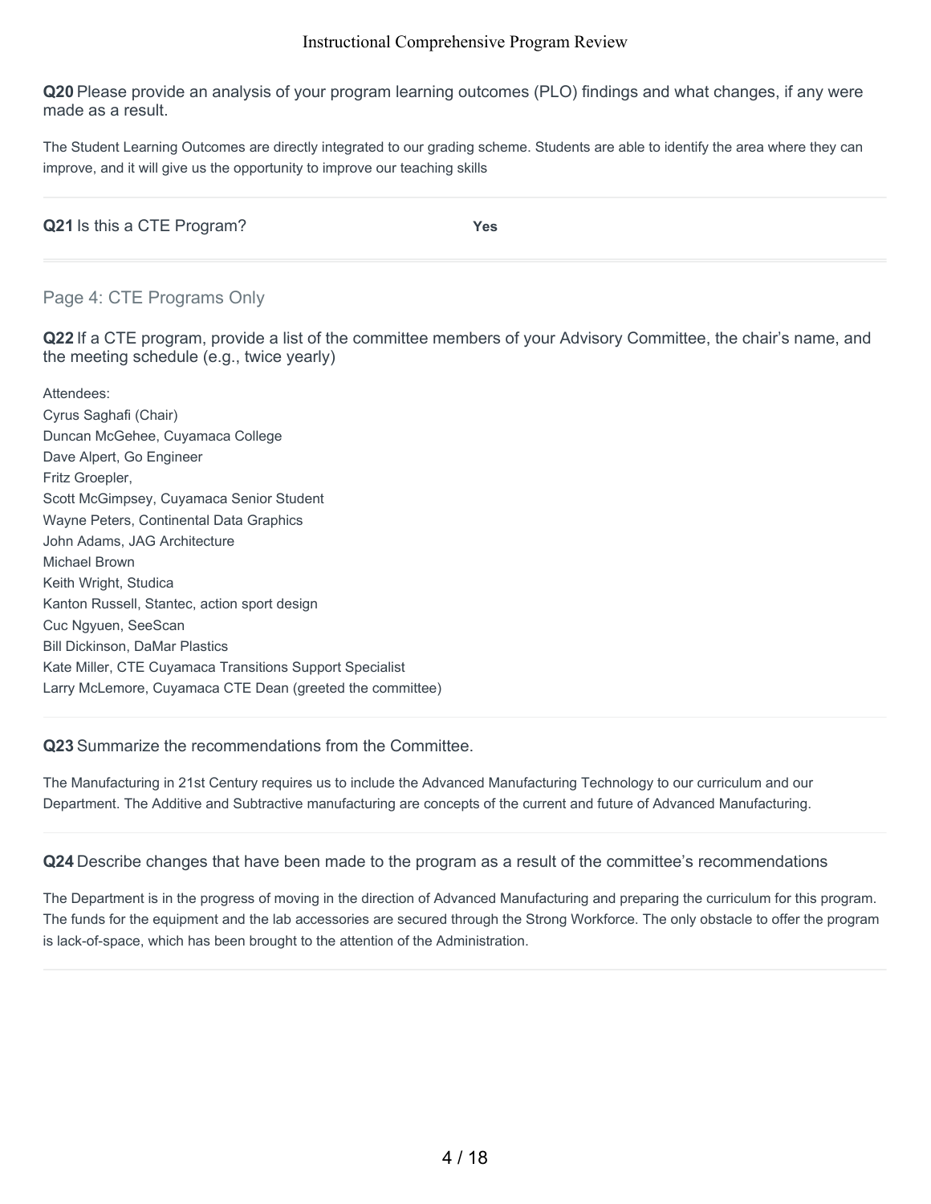**Q20** Please provide an analysis of your program learning outcomes (PLO) findings and what changes, if any were made as a result.

The Student Learning Outcomes are directly integrated to our grading scheme. Students are able to identify the area where they can improve, and it will give us the opportunity to improve our teaching skills

---

**Q21** Is this a CTE Program? **Yes**

---

## Page 4: CTE Programs Only

**Q22** If a CTE program, provide a list of the committee members of your Advisory Committee, the chair's name, and the meeting schedule (e.g., twice yearly)

Attendees:
Cyrus Saghafi (Chair)
Duncan McGehee, Cuyamaca College
Dave Alpert, Go Engineer
Fritz Groepler,
Scott McGimpsey, Cuyamaca Senior Student
Wayne Peters, Continental Data Graphics
John Adams, JAG Architecture
Michael Brown
Keith Wright, Studica
Kanton Russell, Stantec, action sport design
Cuc Ngyuen, SeeScan
Bill Dickinson, DaMar Plastics
Kate Miller, CTE Cuyamaca Transitions Support Specialist
Larry McLemore, Cuyamaca CTE Dean (greeted the committee)

---

**Q23** Summarize the recommendations from the Committee.

The Manufacturing in 21st Century requires us to include the Advanced Manufacturing Technology to our curriculum and our Department. The Additive and Subtractive manufacturing are concepts of the current and future of Advanced Manufacturing.

---

**Q24** Describe changes that have been made to the program as a result of the committee's recommendations

The Department is in the progress of moving in the direction of Advanced Manufacturing and preparing the curriculum for this program. The funds for the equipment and the lab accessories are secured through the Strong Workforce. The only obstacle to offer the program is lack-of-space, which has been brought to the attention of the Administration.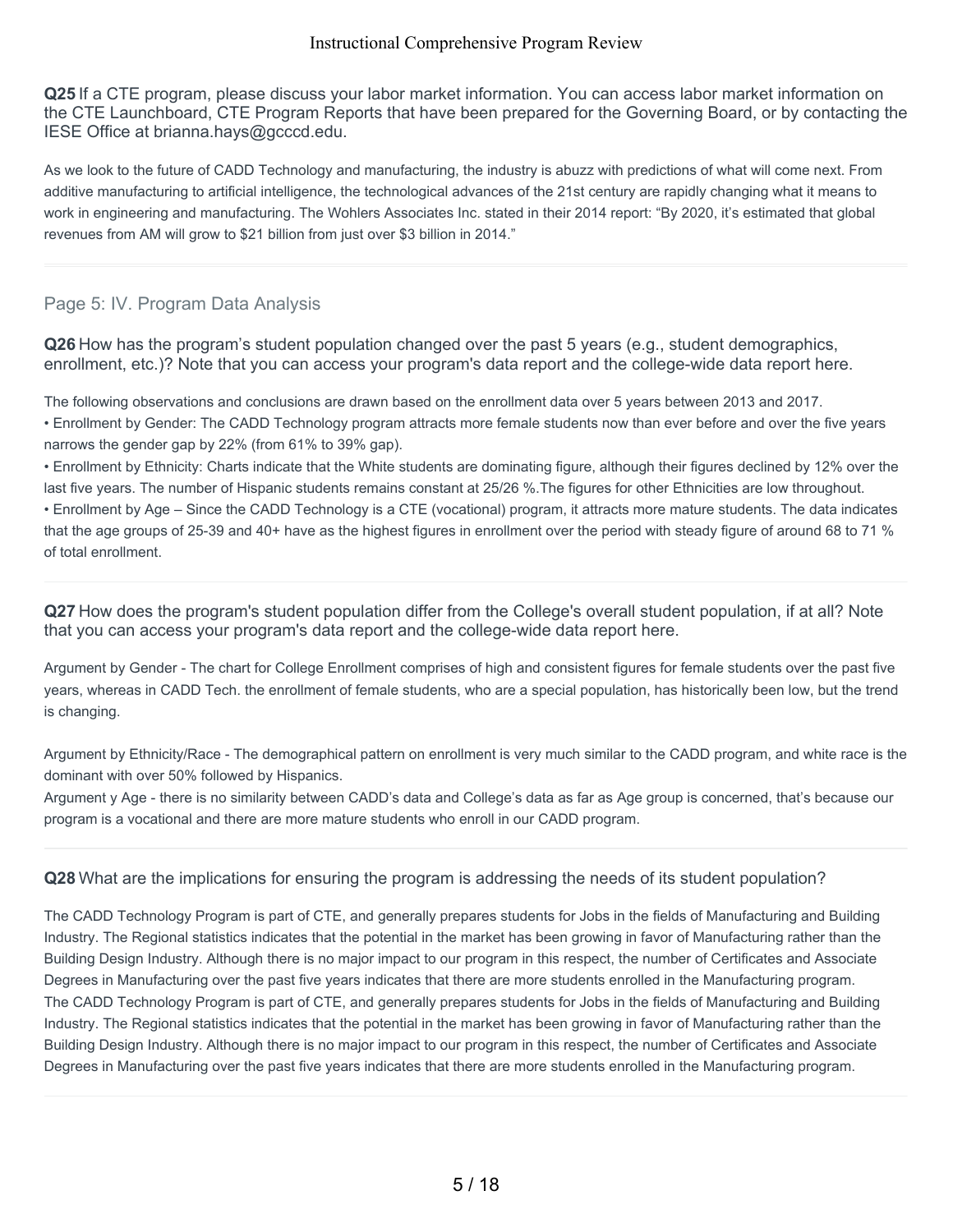**Q25** If a CTE program, please discuss your labor market information. You can access labor market information on the CTE Launchboard, CTE Program Reports that have been prepared for the Governing Board, or by contacting the IESE Office at brianna.hays@gcccd.edu.

As we look to the future of CADD Technology and manufacturing, the industry is abuzz with predictions of what will come next. From additive manufacturing to artificial intelligence, the technological advances of the 21st century are rapidly changing what it means to work in engineering and manufacturing. The Wohlers Associates Inc. stated in their 2014 report: "By 2020, it's estimated that global revenues from AM will grow to $21 billion from just over $3 billion in 2014."

## Page 5: IV. Program Data Analysis

**Q26** How has the program's student population changed over the past 5 years (e.g., student demographics, enrollment, etc.)? Note that you can access your program's data report and the college-wide data report here.

The following observations and conclusions are drawn based on the enrollment data over 5 years between 2013 and 2017.

- Enrollment by Gender: The CADD Technology program attracts more female students now than ever before and over the five years narrows the gender gap by 22% (from 61% to 39% gap).
- Enrollment by Ethnicity: Charts indicate that the White students are dominating figure, although their figures declined by 12% over the last five years. The number of Hispanic students remains constant at 25/26 %.The figures for other Ethnicities are low throughout.
- Enrollment by Age – Since the CADD Technology is a CTE (vocational) program, it attracts more mature students. The data indicates that the age groups of 25-39 and 40+ have as the highest figures in enrollment over the period with steady figure of around 68 to 71 % of total enrollment.

**Q27** How does the program's student population differ from the College's overall student population, if at all? Note that you can access your program's data report and the college-wide data report here.

Argument by Gender - The chart for College Enrollment comprises of high and consistent figures for female students over the past five years, whereas in CADD Tech. the enrollment of female students, who are a special population, has historically been low, but the trend is changing.

Argument by Ethnicity/Race - The demographical pattern on enrollment is very much similar to the CADD program, and white race is the dominant with over 50% followed by Hispanics.
Argument y Age - there is no similarity between CADD's data and College's data as far as Age group is concerned, that's because our program is a vocational and there are more mature students who enroll in our CADD program.

**Q28** What are the implications for ensuring the program is addressing the needs of its student population?

The CADD Technology Program is part of CTE, and generally prepares students for Jobs in the fields of Manufacturing and Building Industry. The Regional statistics indicates that the potential in the market has been growing in favor of Manufacturing rather than the Building Design Industry. Although there is no major impact to our program in this respect, the number of Certificates and Associate Degrees in Manufacturing over the past five years indicates that there are more students enrolled in the Manufacturing program.
The CADD Technology Program is part of CTE, and generally prepares students for Jobs in the fields of Manufacturing and Building Industry. The Regional statistics indicates that the potential in the market has been growing in favor of Manufacturing rather than the Building Design Industry. Although there is no major impact to our program in this respect, the number of Certificates and Associate Degrees in Manufacturing over the past five years indicates that there are more students enrolled in the Manufacturing program.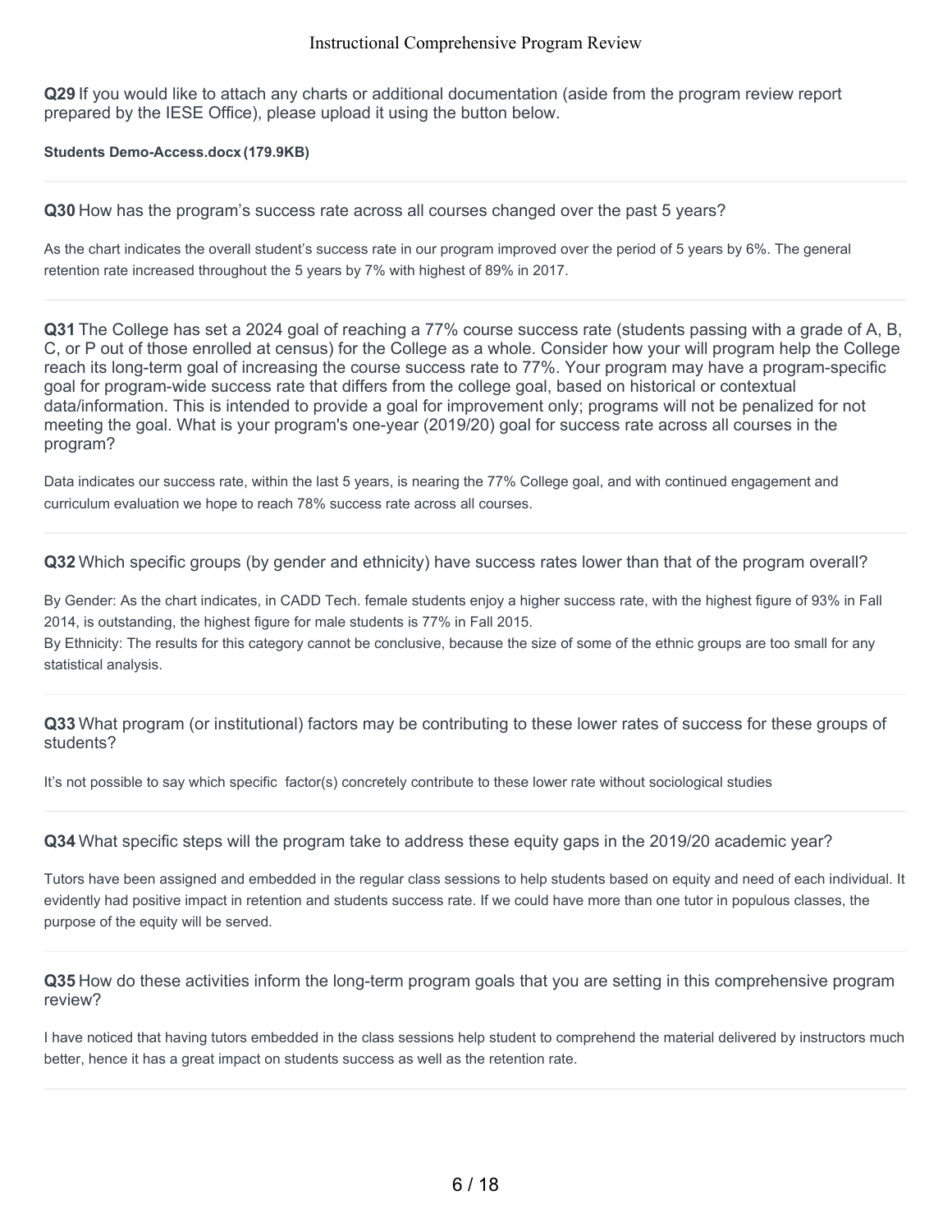**Q29** If you would like to attach any charts or additional documentation (aside from the program review report prepared by the IESE Office), please upload it using the button below.

**Students Demo-Access.docx (179.9KB)**

---

**Q30** How has the program's success rate across all courses changed over the past 5 years?

As the chart indicates the overall student's success rate in our program improved over the period of 5 years by 6%. The general retention rate increased throughout the 5 years by 7% with highest of 89% in 2017.

---

**Q31** The College has set a 2024 goal of reaching a 77% course success rate (students passing with a grade of A, B, C, or P out of those enrolled at census) for the College as a whole. Consider how your will program help the College reach its long-term goal of increasing the course success rate to 77%. Your program may have a program-specific goal for program-wide success rate that differs from the college goal, based on historical or contextual data/information. This is intended to provide a goal for improvement only; programs will not be penalized for not meeting the goal. What is your program's one-year (2019/20) goal for success rate across all courses in the program?

Data indicates our success rate, within the last 5 years, is nearing the 77% College goal, and with continued engagement and curriculum evaluation we hope to reach 78% success rate across all courses.

---

**Q32** Which specific groups (by gender and ethnicity) have success rates lower than that of the program overall?

By Gender: As the chart indicates, in CADD Tech. female students enjoy a higher success rate, with the highest figure of 93% in Fall 2014, is outstanding, the highest figure for male students is 77% in Fall 2015.
By Ethnicity: The results for this category cannot be conclusive, because the size of some of the ethnic groups are too small for any statistical analysis.

---

**Q33** What program (or institutional) factors may be contributing to these lower rates of success for these groups of students?

It's not possible to say which specific factor(s) concretely contribute to these lower rate without sociological studies

---

**Q34** What specific steps will the program take to address these equity gaps in the 2019/20 academic year?

Tutors have been assigned and embedded in the regular class sessions to help students based on equity and need of each individual. It evidently had positive impact in retention and students success rate. If we could have more than one tutor in populous classes, the purpose of the equity will be served.

---

**Q35** How do these activities inform the long-term program goals that you are setting in this comprehensive program review?

I have noticed that having tutors embedded in the class sessions help student to comprehend the material delivered by instructors much better, hence it has a great impact on students success as well as the retention rate.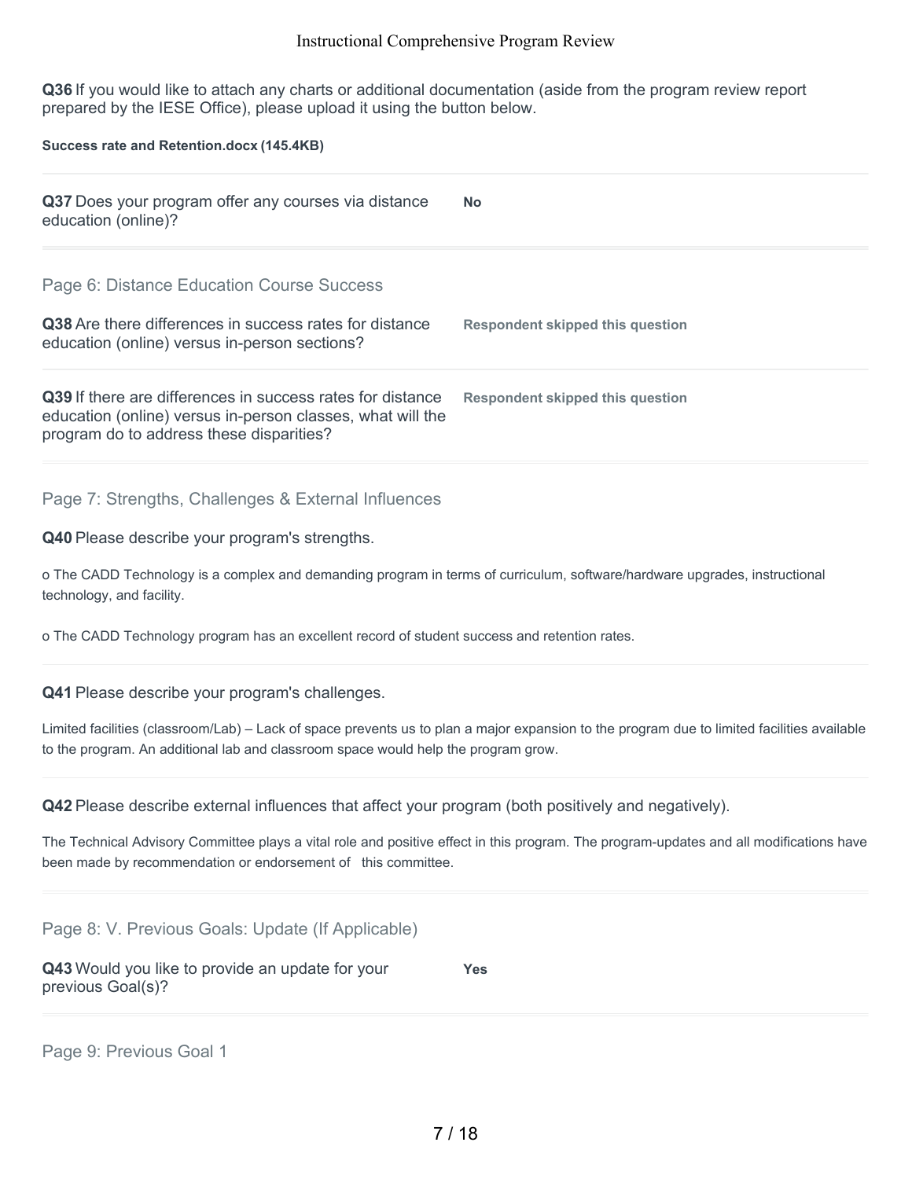**Q36** If you would like to attach any charts or additional documentation (aside from the program review report prepared by the IESE Office), please upload it using the button below.

**Success rate and Retention.docx (145.4KB)**

---

| | |
|---|---|
| **Q37** Does your program offer any courses via distance education (online)? | **No** |

---

## Page 6: Distance Education Course Success

| | |
|---|---|
| **Q38** Are there differences in success rates for distance education (online) versus in-person sections? | **Respondent skipped this question** |
| **Q39** If there are differences in success rates for distance education (online) versus in-person classes, what will the program do to address these disparities? | **Respondent skipped this question** |

---

## Page 7: Strengths, Challenges & External Influences

**Q40** Please describe your program's strengths.

o The CADD Technology is a complex and demanding program in terms of curriculum, software/hardware upgrades, instructional technology, and facility.

o The CADD Technology program has an excellent record of student success and retention rates.

---

**Q41** Please describe your program's challenges.

Limited facilities (classroom/Lab) – Lack of space prevents us to plan a major expansion to the program due to limited facilities available to the program. An additional lab and classroom space would help the program grow.

---

**Q42** Please describe external influences that affect your program (both positively and negatively).

The Technical Advisory Committee plays a vital role and positive effect in this program. The program-updates and all modifications have been made by recommendation or endorsement of this committee.

---

## Page 8: V. Previous Goals: Update (If Applicable)

| | |
|---|---|
| **Q43** Would you like to provide an update for your previous Goal(s)? | **Yes** |

---

## Page 9: Previous Goal 1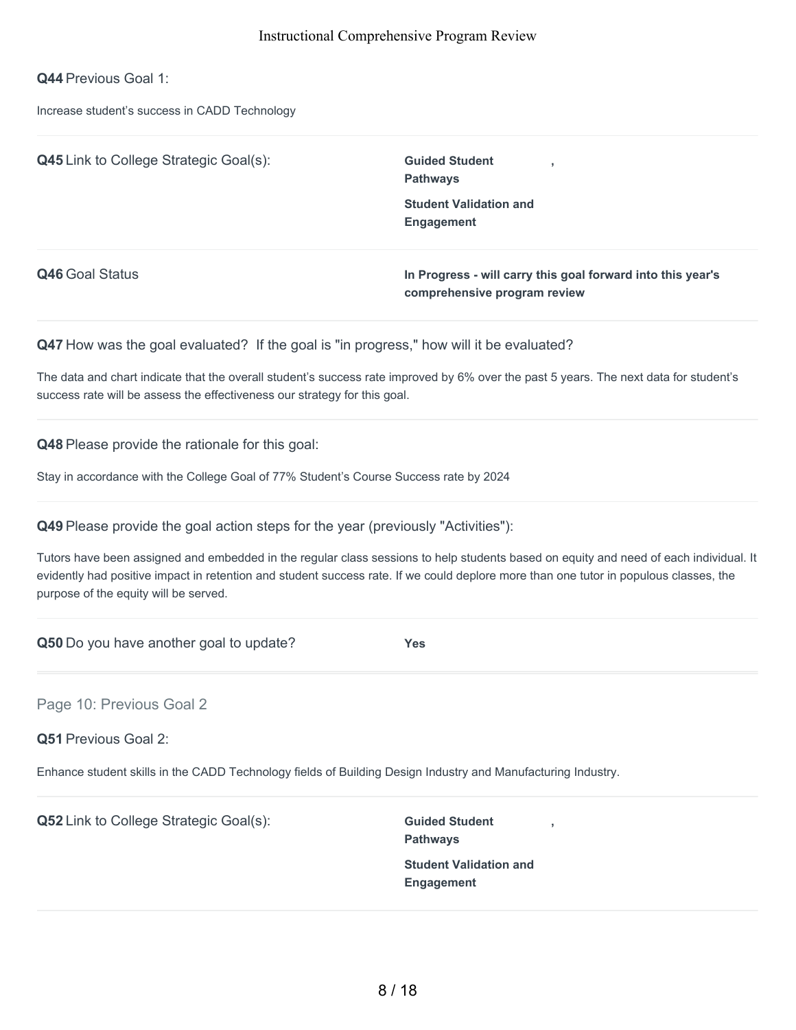**Q44** Previous Goal 1:

Increase student's success in CADD Technology

**Q45** Link to College Strategic Goal(s):

**Guided Student Pathways**,

**Student Validation and Engagement**

**Q46** Goal Status

**In Progress - will carry this goal forward into this year's comprehensive program review**

**Q47** How was the goal evaluated? If the goal is "in progress," how will it be evaluated?

The data and chart indicate that the overall student's success rate improved by 6% over the past 5 years. The next data for student's success rate will be assess the effectiveness our strategy for this goal.

**Q48** Please provide the rationale for this goal:

Stay in accordance with the College Goal of 77% Student's Course Success rate by 2024

**Q49** Please provide the goal action steps for the year (previously "Activities"):

Tutors have been assigned and embedded in the regular class sessions to help students based on equity and need of each individual. It evidently had positive impact in retention and student success rate. If we could deplore more than one tutor in populous classes, the purpose of the equity will be served.

**Q50** Do you have another goal to update?

**Yes**

## Page 10: Previous Goal 2

**Q51** Previous Goal 2:

Enhance student skills in the CADD Technology fields of Building Design Industry and Manufacturing Industry.

**Q52** Link to College Strategic Goal(s):

**Guided Student Pathways**,

**Student Validation and Engagement**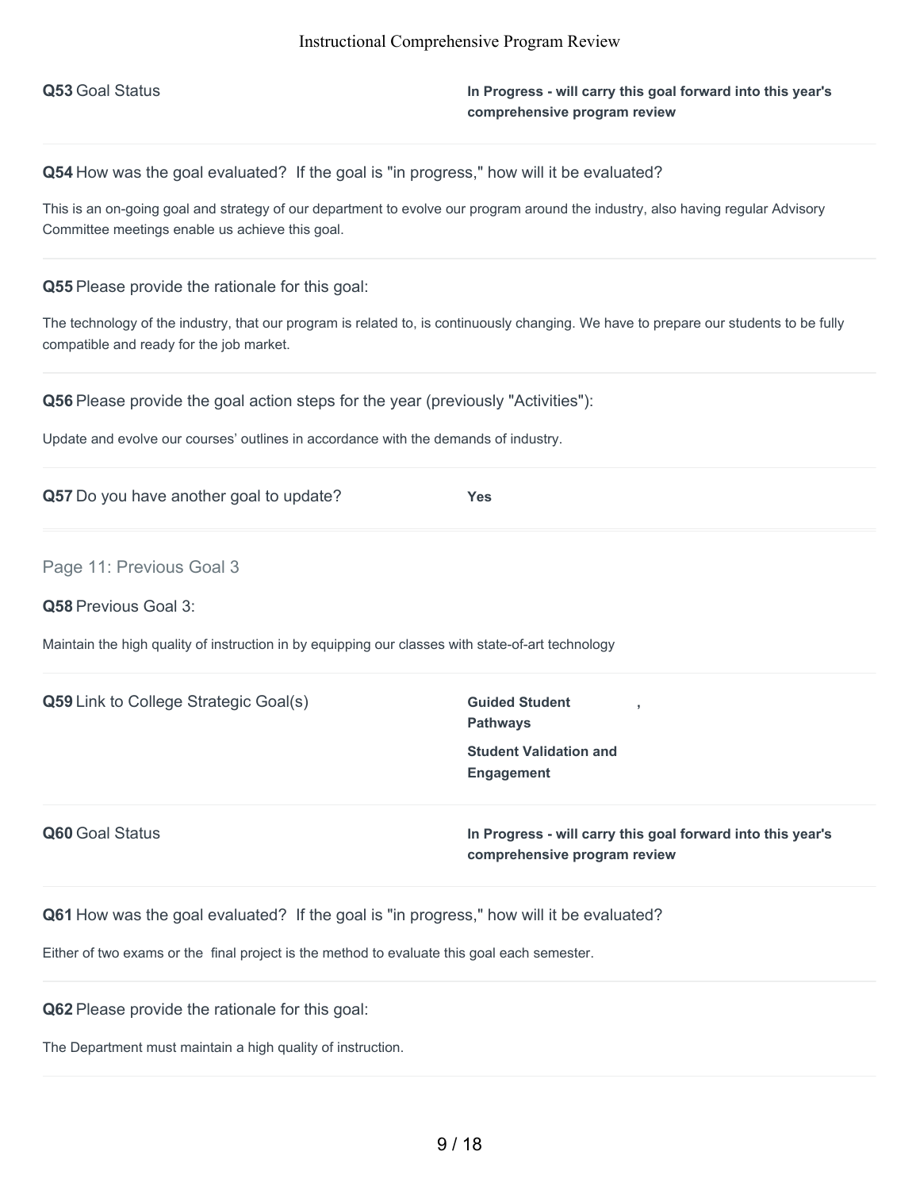**Q53** Goal Status

**In Progress - will carry this goal forward into this year's comprehensive program review**

**Q54** How was the goal evaluated? If the goal is "in progress," how will it be evaluated?

This is an on-going goal and strategy of our department to evolve our program around the industry, also having regular Advisory Committee meetings enable us achieve this goal.

**Q55** Please provide the rationale for this goal:

The technology of the industry, that our program is related to, is continuously changing. We have to prepare our students to be fully compatible and ready for the job market.

**Q56** Please provide the goal action steps for the year (previously "Activities"):

Update and evolve our courses' outlines in accordance with the demands of industry.

**Q57** Do you have another goal to update?

**Yes**

## Page 11: Previous Goal 3

**Q58** Previous Goal 3:

Maintain the high quality of instruction in by equipping our classes with state-of-art technology

**Q59** Link to College Strategic Goal(s)

**Guided Student Pathways** ,

**Student Validation and Engagement**

**Q60** Goal Status

**In Progress - will carry this goal forward into this year's comprehensive program review**

**Q61** How was the goal evaluated? If the goal is "in progress," how will it be evaluated?

Either of two exams or the final project is the method to evaluate this goal each semester.

**Q62** Please provide the rationale for this goal:

The Department must maintain a high quality of instruction.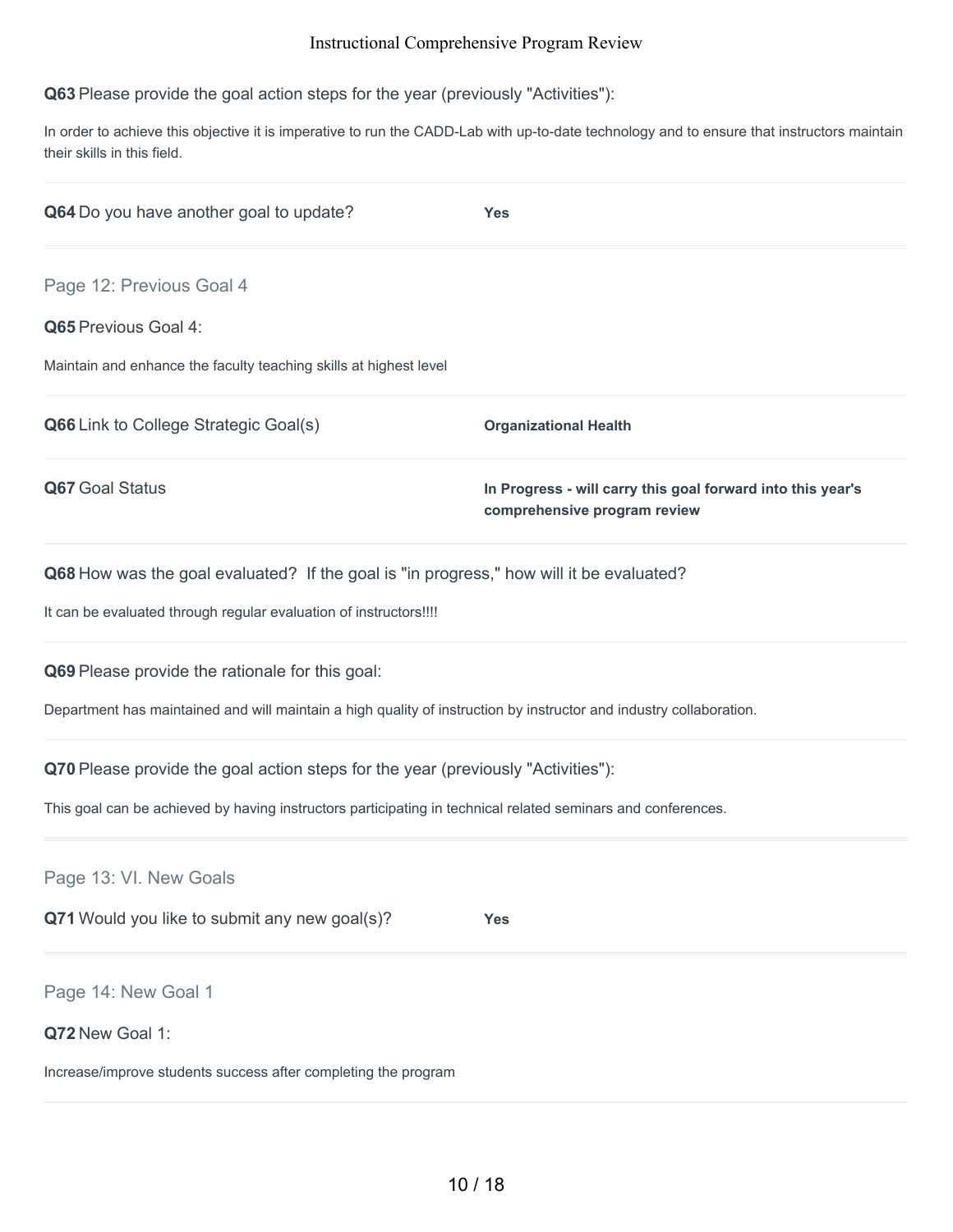**Q63** Please provide the goal action steps for the year (previously "Activities"):

In order to achieve this objective it is imperative to run the CADD-Lab with up-to-date technology and to ensure that instructors maintain their skills in this field.

**Q64** Do you have another goal to update? **Yes**

## Page 12: Previous Goal 4

**Q65** Previous Goal 4:

Maintain and enhance the faculty teaching skills at highest level

**Q66** Link to College Strategic Goal(s) **Organizational Health**

**Q67** Goal Status **In Progress - will carry this goal forward into this year's comprehensive program review**

**Q68** How was the goal evaluated? If the goal is "in progress," how will it be evaluated?

It can be evaluated through regular evaluation of instructors!!!!

**Q69** Please provide the rationale for this goal:

Department has maintained and will maintain a high quality of instruction by instructor and industry collaboration.

**Q70** Please provide the goal action steps for the year (previously "Activities"):

This goal can be achieved by having instructors participating in technical related seminars and conferences.

## Page 13: VI. New Goals

**Q71** Would you like to submit any new goal(s)? **Yes**

## Page 14: New Goal 1

**Q72** New Goal 1:

Increase/improve students success after completing the program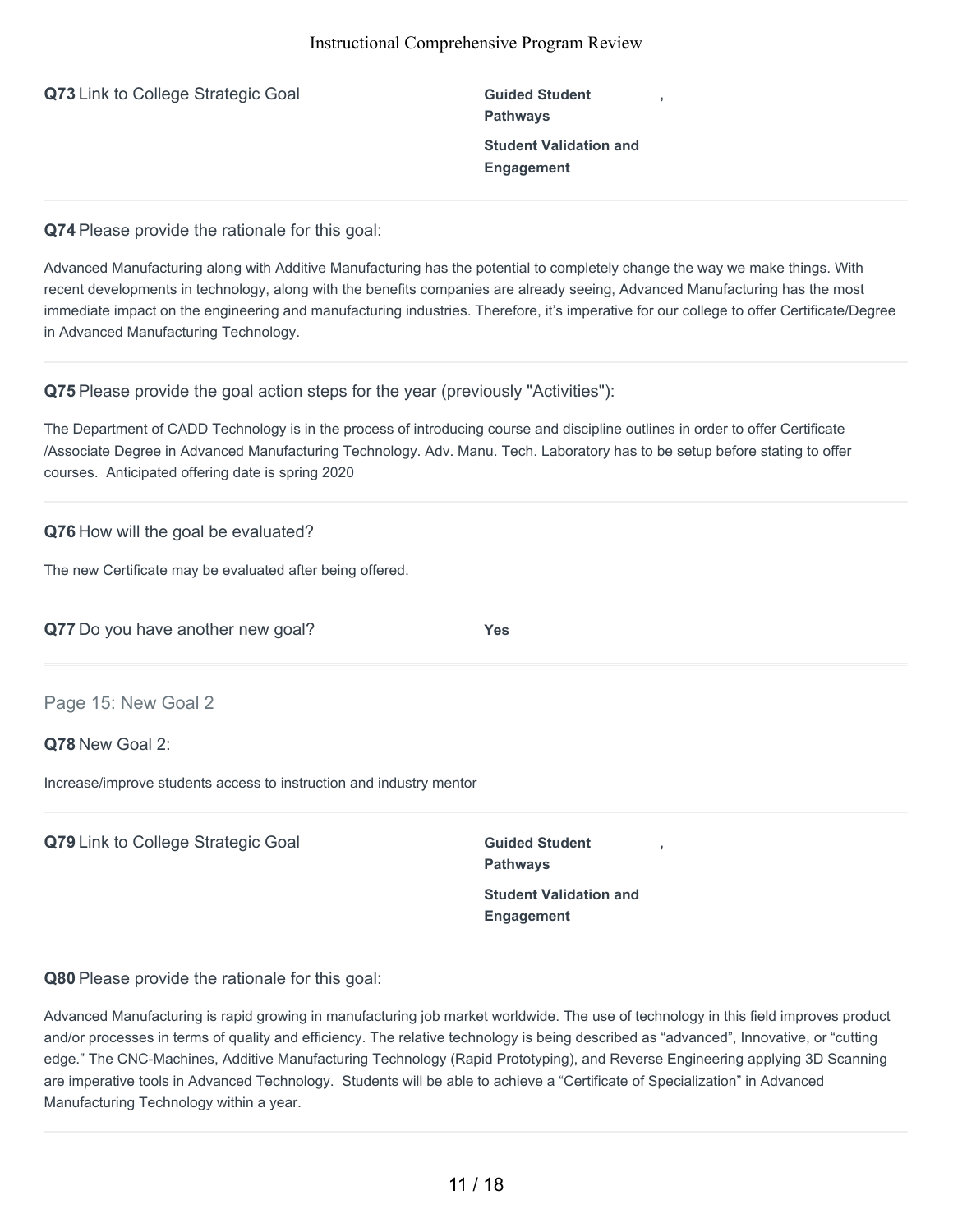**Q73** Link to College Strategic Goal

**Guided Student Pathways**,
**Student Validation and Engagement**

**Q74** Please provide the rationale for this goal:

Advanced Manufacturing along with Additive Manufacturing has the potential to completely change the way we make things. With recent developments in technology, along with the benefits companies are already seeing, Advanced Manufacturing has the most immediate impact on the engineering and manufacturing industries. Therefore, it's imperative for our college to offer Certificate/Degree in Advanced Manufacturing Technology.

**Q75** Please provide the goal action steps for the year (previously "Activities"):

The Department of CADD Technology is in the process of introducing course and discipline outlines in order to offer Certificate /Associate Degree in Advanced Manufacturing Technology. Adv. Manu. Tech. Laboratory has to be setup before stating to offer courses. Anticipated offering date is spring 2020

**Q76** How will the goal be evaluated?

The new Certificate may be evaluated after being offered.

**Q77** Do you have another new goal? **Yes**

## Page 15: New Goal 2

**Q78** New Goal 2:

Increase/improve students access to instruction and industry mentor

**Q79** Link to College Strategic Goal

**Guided Student Pathways**,
**Student Validation and Engagement**

**Q80** Please provide the rationale for this goal:

Advanced Manufacturing is rapid growing in manufacturing job market worldwide. The use of technology in this field improves product and/or processes in terms of quality and efficiency. The relative technology is being described as "advanced", Innovative, or "cutting edge." The CNC-Machines, Additive Manufacturing Technology (Rapid Prototyping), and Reverse Engineering applying 3D Scanning are imperative tools in Advanced Technology. Students will be able to achieve a "Certificate of Specialization" in Advanced Manufacturing Technology within a year.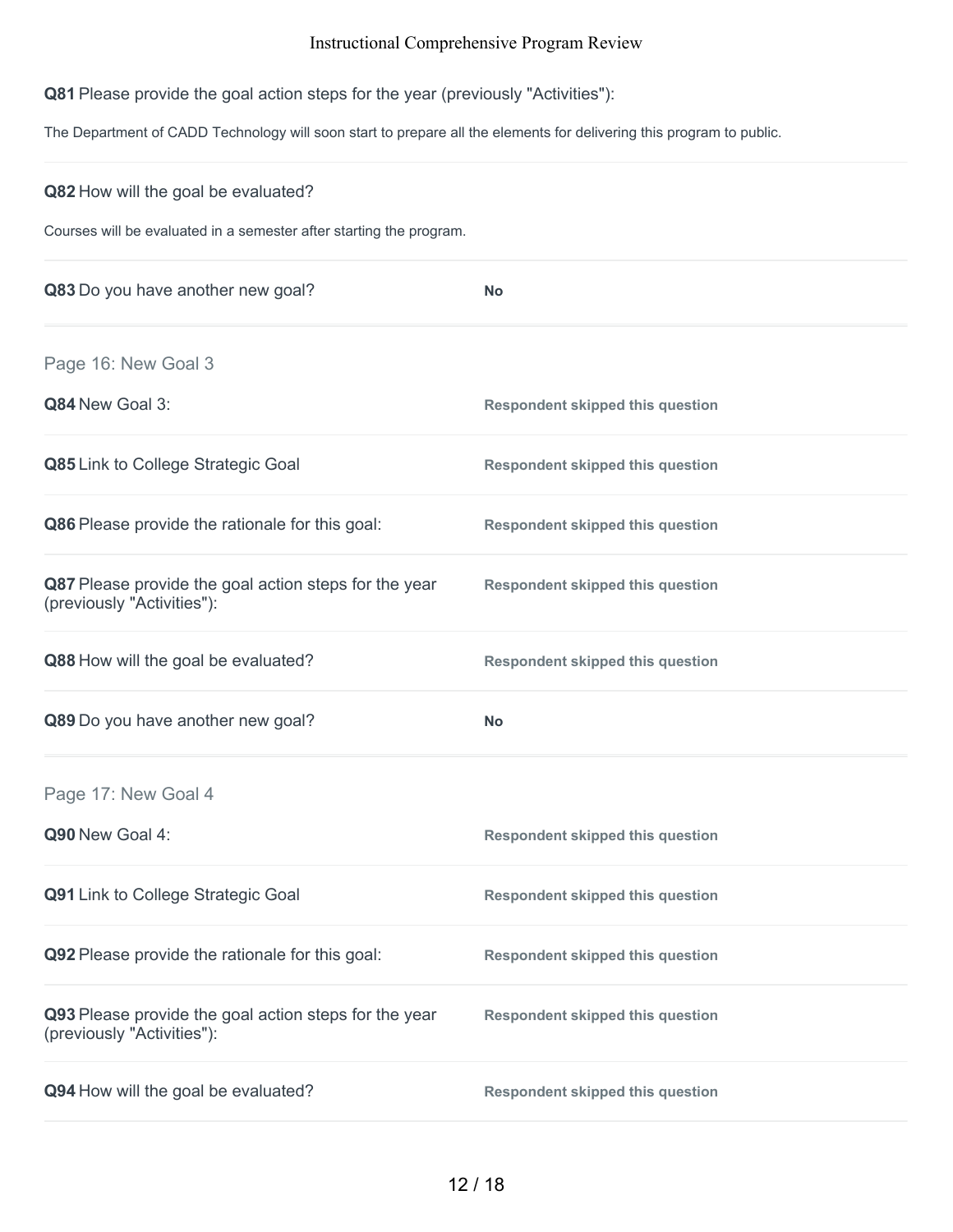**Q81** Please provide the goal action steps for the year (previously "Activities"):

The Department of CADD Technology will soon start to prepare all the elements for delivering this program to public.

**Q82** How will the goal be evaluated?

Courses will be evaluated in a semester after starting the program.

**Q83** Do you have another new goal? **No**

## Page 16: New Goal 3

**Q84** New Goal 3: **Respondent skipped this question**

**Q85** Link to College Strategic Goal **Respondent skipped this question**

**Q86** Please provide the rationale for this goal: **Respondent skipped this question**

**Q87** Please provide the goal action steps for the year (previously "Activities"): **Respondent skipped this question**

**Q88** How will the goal be evaluated? **Respondent skipped this question**

**Q89** Do you have another new goal? **No**

## Page 17: New Goal 4

**Q90** New Goal 4: **Respondent skipped this question**

**Q91** Link to College Strategic Goal **Respondent skipped this question**

**Q92** Please provide the rationale for this goal: **Respondent skipped this question**

**Q93** Please provide the goal action steps for the year (previously "Activities"): **Respondent skipped this question**

**Q94** How will the goal be evaluated? **Respondent skipped this question**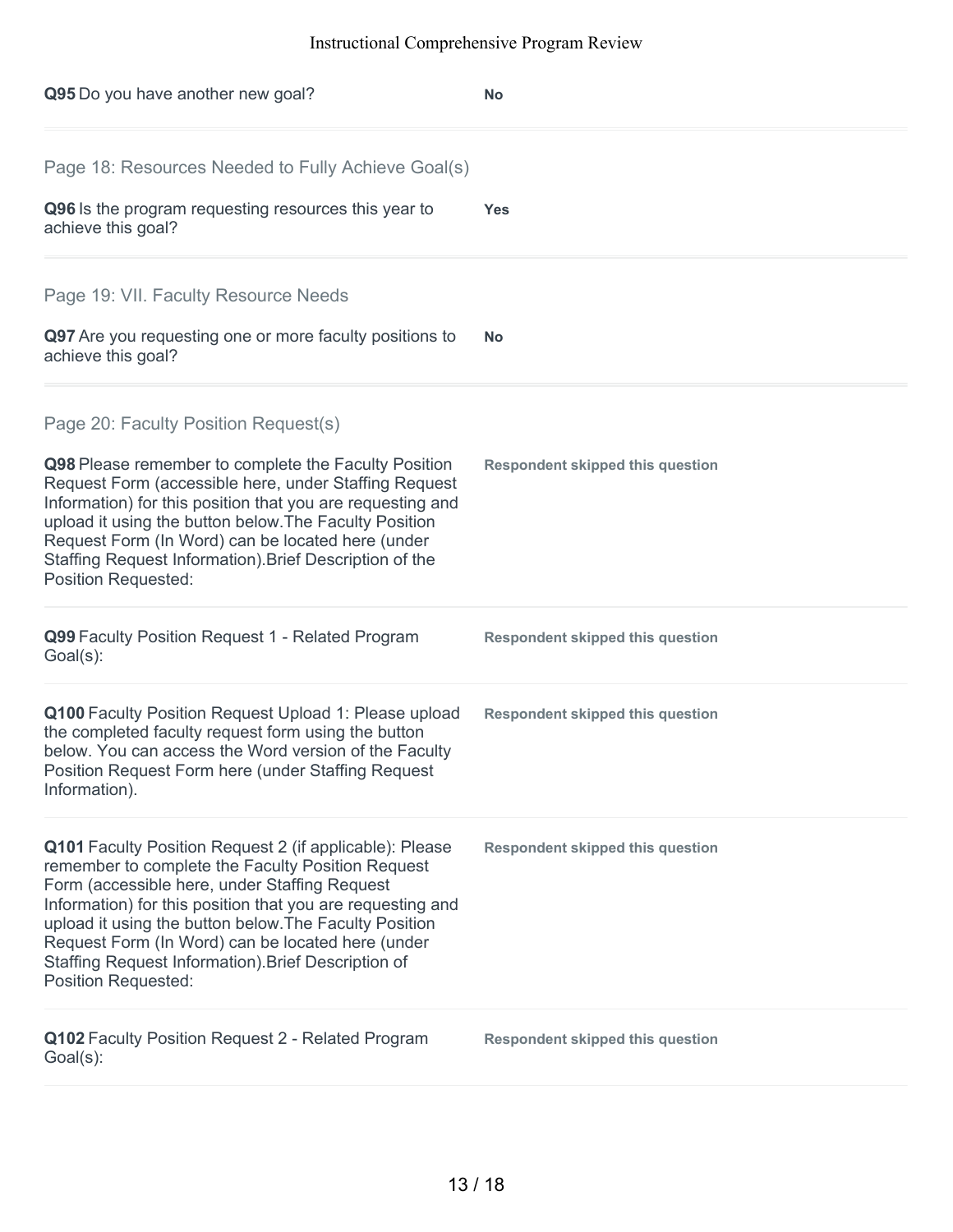**Q95** Do you have another new goal? **No**

## Page 18: Resources Needed to Fully Achieve Goal(s)

**Q96** Is the program requesting resources this year to achieve this goal? **Yes**

## Page 19: VII. Faculty Resource Needs

**Q97** Are you requesting one or more faculty positions to achieve this goal? **No**

## Page 20: Faculty Position Request(s)

**Q98** Please remember to complete the Faculty Position Request Form (accessible here, under Staffing Request Information) for this position that you are requesting and upload it using the button below.The Faculty Position Request Form (In Word) can be located here (under Staffing Request Information).Brief Description of the Position Requested: **Respondent skipped this question**

**Q99** Faculty Position Request 1 - Related Program Goal(s): **Respondent skipped this question**

**Q100** Faculty Position Request Upload 1: Please upload the completed faculty request form using the button below. You can access the Word version of the Faculty Position Request Form here (under Staffing Request Information). **Respondent skipped this question**

**Q101** Faculty Position Request 2 (if applicable): Please remember to complete the Faculty Position Request Form (accessible here, under Staffing Request Information) for this position that you are requesting and upload it using the button below.The Faculty Position Request Form (In Word) can be located here (under Staffing Request Information).Brief Description of Position Requested: **Respondent skipped this question**

**Q102** Faculty Position Request 2 - Related Program Goal(s): **Respondent skipped this question**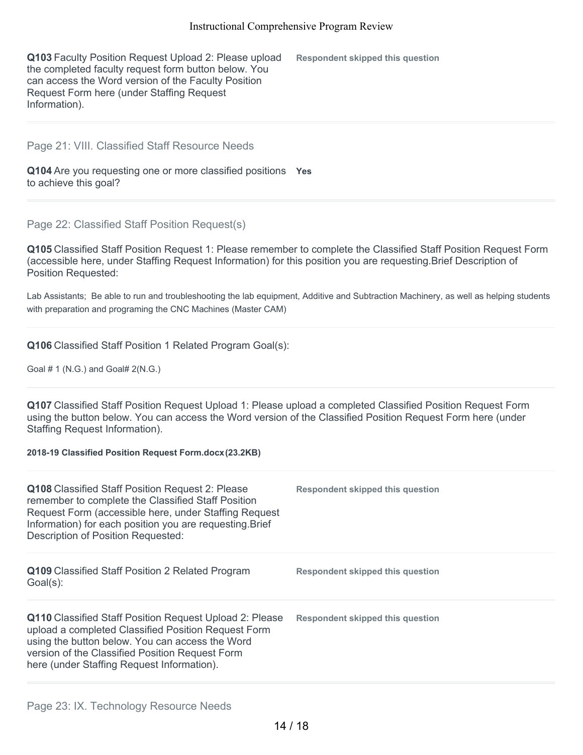**Q103** Faculty Position Request Upload 2: Please upload the completed faculty request form button below. You can access the Word version of the Faculty Position Request Form here (under Staffing Request Information).

**Respondent skipped this question**

## Page 21: VIII. Classified Staff Resource Needs

**Q104** Are you requesting one or more classified positions to achieve this goal?

**Yes**

## Page 22: Classified Staff Position Request(s)

**Q105** Classified Staff Position Request 1: Please remember to complete the Classified Staff Position Request Form (accessible here, under Staffing Request Information) for this position you are requesting.Brief Description of Position Requested:

Lab Assistants; Be able to run and troubleshooting the lab equipment, Additive and Subtraction Machinery, as well as helping students with preparation and programing the CNC Machines (Master CAM)

**Q106** Classified Staff Position 1 Related Program Goal(s):

Goal # 1 (N.G.) and Goal# 2(N.G.)

**Q107** Classified Staff Position Request Upload 1: Please upload a completed Classified Position Request Form using the button below. You can access the Word version of the Classified Position Request Form here (under Staffing Request Information).

**2018-19 Classified Position Request Form.docx(23.2KB)**

**Q108** Classified Staff Position Request 2: Please remember to complete the Classified Staff Position Request Form (accessible here, under Staffing Request Information) for each position you are requesting.Brief Description of Position Requested:

**Respondent skipped this question**

**Q109** Classified Staff Position 2 Related Program Goal(s):

**Respondent skipped this question**

**Q110** Classified Staff Position Request Upload 2: Please upload a completed Classified Position Request Form using the button below. You can access the Word version of the Classified Position Request Form here (under Staffing Request Information).

**Respondent skipped this question**

## Page 23: IX. Technology Resource Needs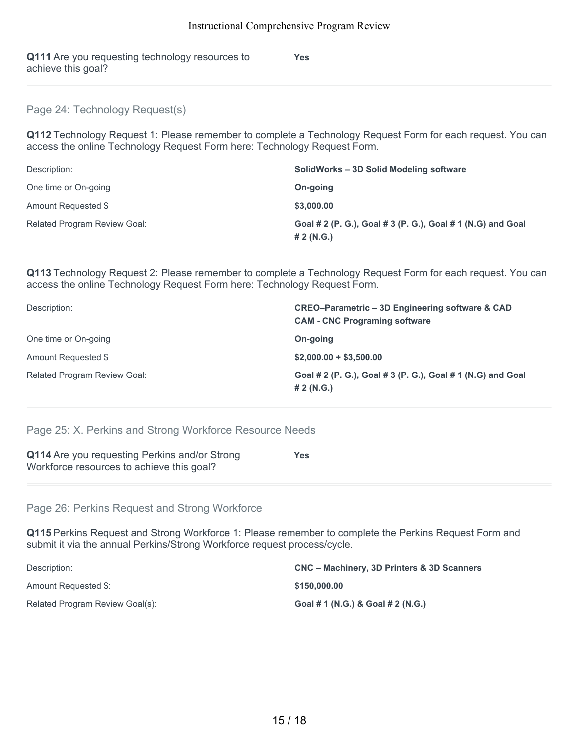**Q111** Are you requesting technology resources to achieve this goal? **Yes**

## Page 24: Technology Request(s)

**Q112** Technology Request 1: Please remember to complete a Technology Request Form for each request. You can access the online Technology Request Form here: Technology Request Form.

| | |
|---|---|
| Description: | **SolidWorks – 3D Solid Modeling software** |
| One time or On-going | **On-going** |
| Amount Requested $ | **$3,000.00** |
| Related Program Review Goal: | **Goal # 2 (P. G.), Goal # 3 (P. G.), Goal # 1 (N.G) and Goal # 2 (N.G.)** |

**Q113** Technology Request 2: Please remember to complete a Technology Request Form for each request. You can access the online Technology Request Form here: Technology Request Form.

| | |
|---|---|
| Description: | **CREO–Parametric – 3D Engineering software & CAD CAM - CNC Programing software** |
| One time or On-going | **On-going** |
| Amount Requested $ | **$2,000.00 + $3,500.00** |
| Related Program Review Goal: | **Goal # 2 (P. G.), Goal # 3 (P. G.), Goal # 1 (N.G) and Goal # 2 (N.G.)** |

## Page 25: X. Perkins and Strong Workforce Resource Needs

**Q114** Are you requesting Perkins and/or Strong Workforce resources to achieve this goal? **Yes**

## Page 26: Perkins Request and Strong Workforce

**Q115** Perkins Request and Strong Workforce 1: Please remember to complete the Perkins Request Form and submit it via the annual Perkins/Strong Workforce request process/cycle.

| | |
|---|---|
| Description: | **CNC – Machinery, 3D Printers & 3D Scanners** |
| Amount Requested $: | **$150,000.00** |
| Related Program Review Goal(s): | **Goal # 1 (N.G.) & Goal # 2 (N.G.)** |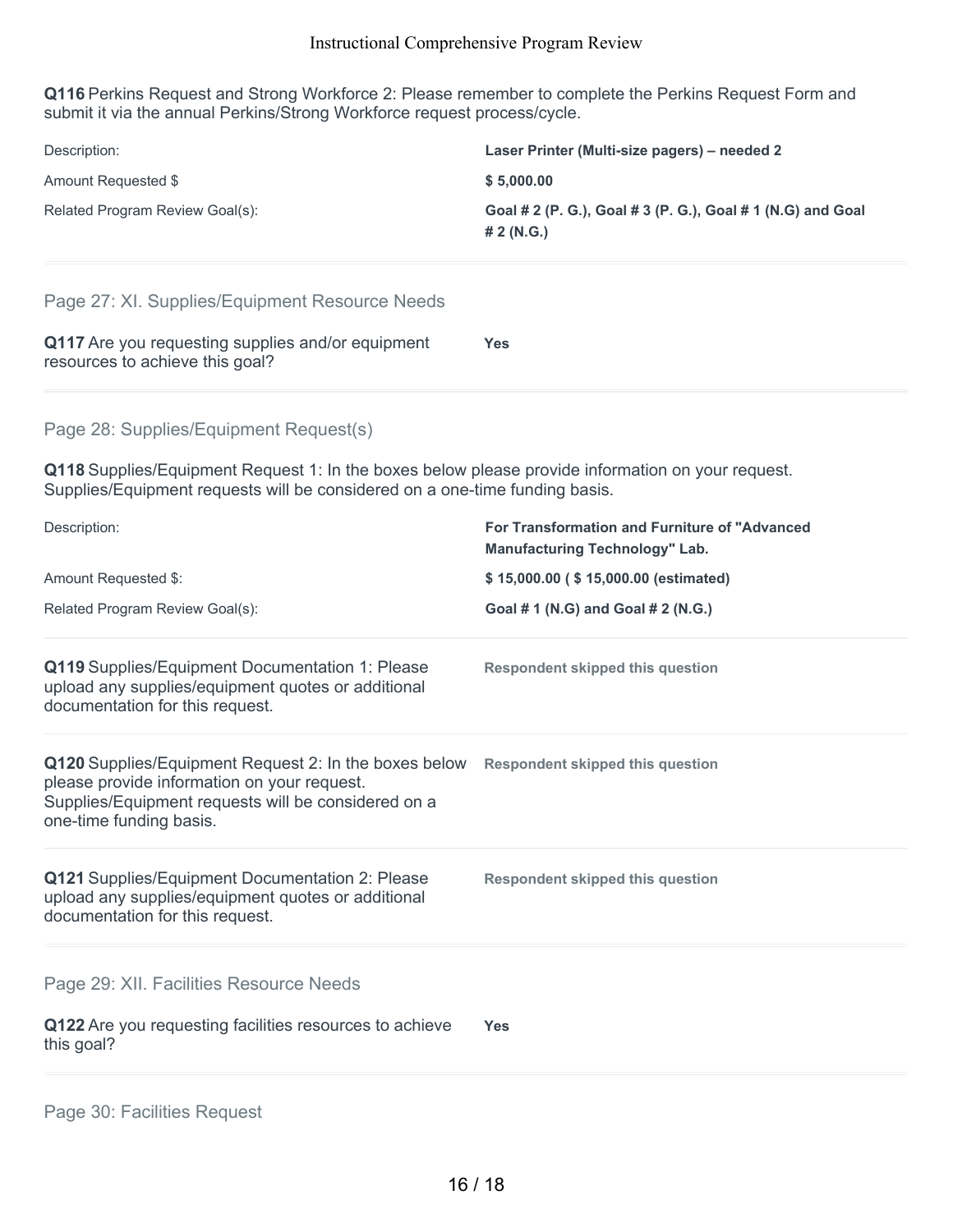**Q116** Perkins Request and Strong Workforce 2: Please remember to complete the Perkins Request Form and submit it via the annual Perkins/Strong Workforce request process/cycle.

| | |
|---|---|
| Description: | **Laser Printer (Multi-size pagers) – needed 2** |
| Amount Requested $ | **$ 5,000.00** |
| Related Program Review Goal(s): | **Goal # 2 (P. G.), Goal # 3 (P. G.), Goal # 1 (N.G) and Goal # 2 (N.G.)** |

## Page 27: XI. Supplies/Equipment Resource Needs

**Q117** Are you requesting supplies and/or equipment resources to achieve this goal?

**Yes**

## Page 28: Supplies/Equipment Request(s)

**Q118** Supplies/Equipment Request 1: In the boxes below please provide information on your request. Supplies/Equipment requests will be considered on a one-time funding basis.

| | |
|---|---|
| Description: | **For Transformation and Furniture of "Advanced Manufacturing Technology" Lab.** |
| Amount Requested $: | **$ 15,000.00 ( $ 15,000.00 (estimated)** |
| Related Program Review Goal(s): | **Goal # 1 (N.G) and Goal # 2 (N.G.)** |

**Q119** Supplies/Equipment Documentation 1: Please upload any supplies/equipment quotes or additional documentation for this request.

**Respondent skipped this question**

**Q120** Supplies/Equipment Request 2: In the boxes below please provide information on your request. Supplies/Equipment requests will be considered on a one-time funding basis.

**Respondent skipped this question**

**Q121** Supplies/Equipment Documentation 2: Please upload any supplies/equipment quotes or additional documentation for this request.

**Respondent skipped this question**

## Page 29: XII. Facilities Resource Needs

**Q122** Are you requesting facilities resources to achieve this goal?

**Yes**

## Page 30: Facilities Request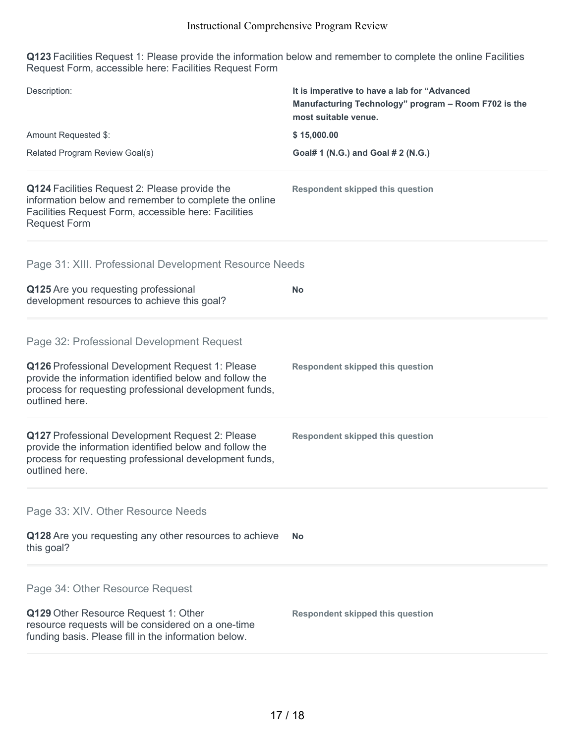**Q123** Facilities Request 1: Please provide the information below and remember to complete the online Facilities Request Form, accessible here: Facilities Request Form

| | |
|---|---|
| Description: | **It is imperative to have a lab for "Advanced Manufacturing Technology" program – Room F702 is the most suitable venue.** |
| Amount Requested $: | **$ 15,000.00** |
| Related Program Review Goal(s) | **Goal# 1 (N.G.) and Goal # 2 (N.G.)** |

**Q124** Facilities Request 2: Please provide the information below and remember to complete the online Facilities Request Form, accessible here: Facilities Request Form

**Respondent skipped this question**

## Page 31: XIII. Professional Development Resource Needs

**Q125** Are you requesting professional development resources to achieve this goal?

**No**

## Page 32: Professional Development Request

**Q126** Professional Development Request 1: Please provide the information identified below and follow the process for requesting professional development funds, outlined here.

**Respondent skipped this question**

**Q127** Professional Development Request 2: Please provide the information identified below and follow the process for requesting professional development funds, outlined here.

**Respondent skipped this question**

## Page 33: XIV. Other Resource Needs

**Q128** Are you requesting any other resources to achieve this goal?

**No**

## Page 34: Other Resource Request

**Q129** Other Resource Request 1: Other resource requests will be considered on a one-time funding basis. Please fill in the information below.

**Respondent skipped this question**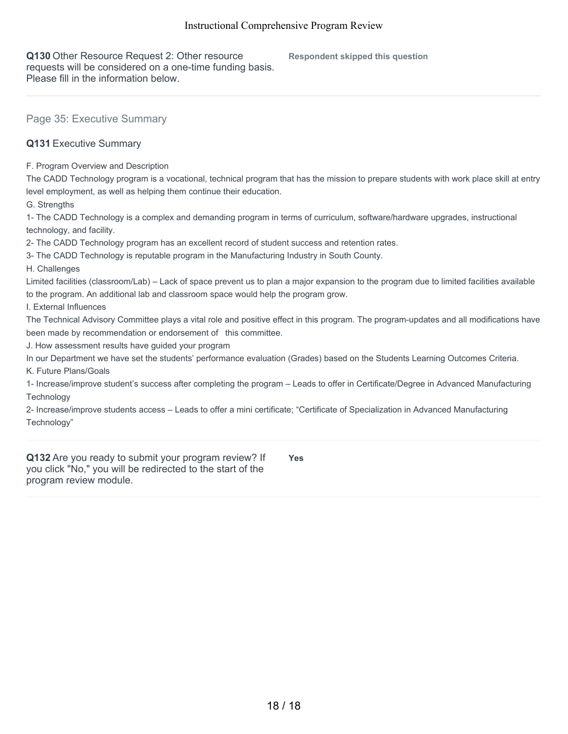**Q130** Other Resource Request 2: Other resource requests will be considered on a one-time funding basis. Please fill in the information below.

**Respondent skipped this question**

## Page 35: Executive Summary

**Q131** Executive Summary

F. Program Overview and Description

The CADD Technology program is a vocational, technical program that has the mission to prepare students with work place skill at entry level employment, as well as helping them continue their education.

G. Strengths

1- The CADD Technology is a complex and demanding program in terms of curriculum, software/hardware upgrades, instructional technology, and facility.

2- The CADD Technology program has an excellent record of student success and retention rates.

3- The CADD Technology is reputable program in the Manufacturing Industry in South County.

H. Challenges

Limited facilities (classroom/Lab) – Lack of space prevent us to plan a major expansion to the program due to limited facilities available to the program. An additional lab and classroom space would help the program grow.

I. External Influences

The Technical Advisory Committee plays a vital role and positive effect in this program. The program-updates and all modifications have been made by recommendation or endorsement of this committee.

J. How assessment results have guided your program

In our Department we have set the students' performance evaluation (Grades) based on the Students Learning Outcomes Criteria.

K. Future Plans/Goals

1- Increase/improve student's success after completing the program – Leads to offer in Certificate/Degree in Advanced Manufacturing Technology

2- Increase/improve students access – Leads to offer a mini certificate; "Certificate of Specialization in Advanced Manufacturing Technology"

**Q132** Are you ready to submit your program review? If you click "No," you will be redirected to the start of the program review module.

**Yes**